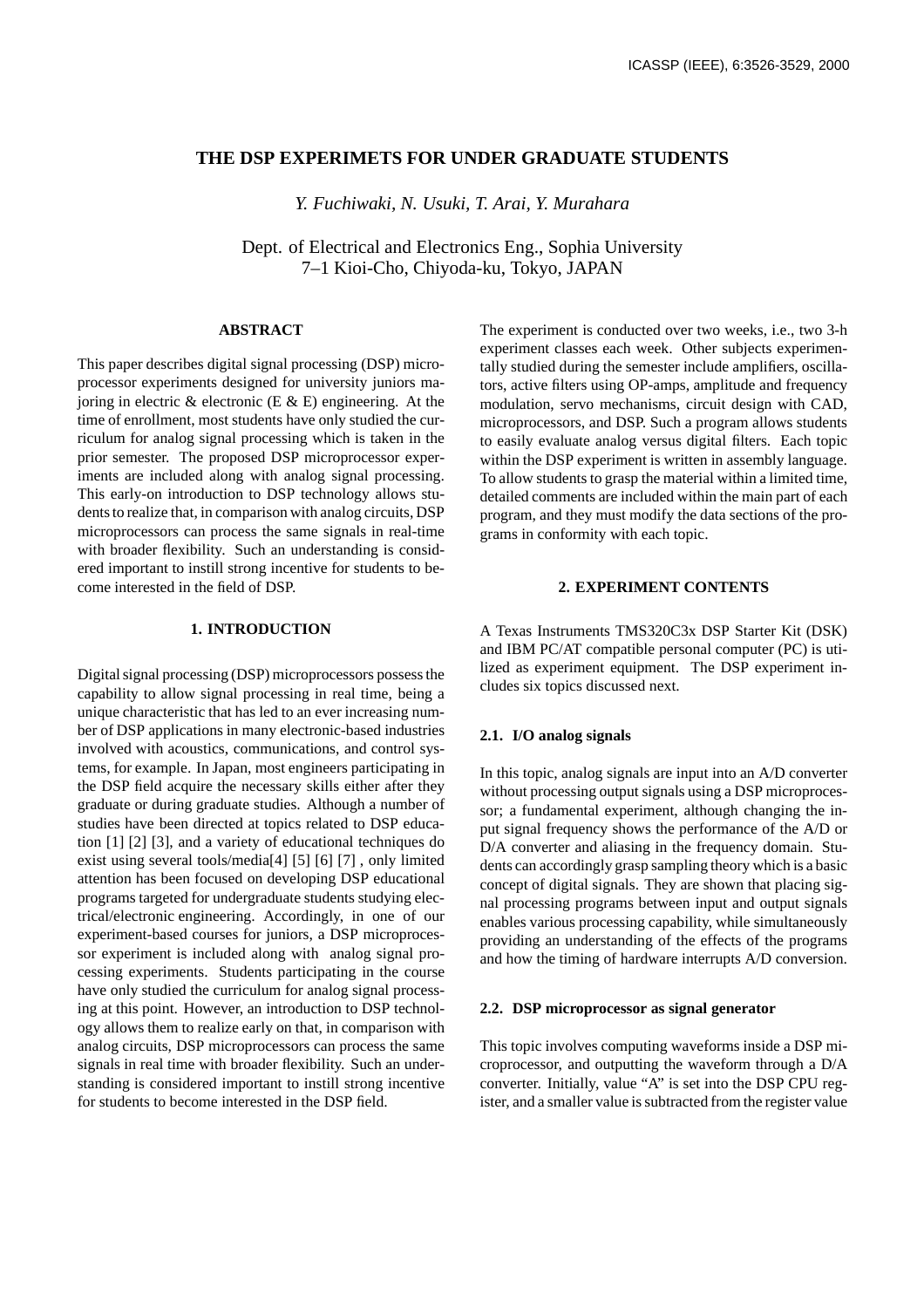# THE DSP EXPERIMETS FOR UNDER GRADUATE STUDENTS

*Y. Fuchiwaki, N. Usuki, T. Arai, Y. Murahara*

Dept. of Electrical and Electronics Eng., Sophia University
7–1 Kioi-Cho, Chiyoda-ku, Tokyo, JAPAN

## ABSTRACT

This paper describes digital signal processing (DSP) microprocessor experiments designed for university juniors majoring in electric & electronic (E & E) engineering. At the time of enrollment, most students have only studied the curriculum for analog signal processing which is taken in the prior semester. The proposed DSP microprocessor experiments are included along with analog signal processing. This early-on introduction to DSP technology allows students to realize that, in comparison with analog circuits, DSP microprocessors can process the same signals in real-time with broader flexibility. Such an understanding is considered important to instill strong incentive for students to become interested in the field of DSP.

## 1. INTRODUCTION

Digital signal processing (DSP) microprocessors possess the capability to allow signal processing in real time, being a unique characteristic that has led to an ever increasing number of DSP applications in many electronic-based industries involved with acoustics, communications, and control systems, for example. In Japan, most engineers participating in the DSP field acquire the necessary skills either after they graduate or during graduate studies. Although a number of studies have been directed at topics related to DSP education [1] [2] [3], and a variety of educational techniques do exist using several tools/media[4] [5] [6] [7] , only limited attention has been focused on developing DSP educational programs targeted for undergraduate students studying electrical/electronic engineering. Accordingly, in one of our experiment-based courses for juniors, a DSP microprocessor experiment is included along with analog signal processing experiments. Students participating in the course have only studied the curriculum for analog signal processing at this point. However, an introduction to DSP technology allows them to realize early on that, in comparison with analog circuits, DSP microprocessors can process the same signals in real time with broader flexibility. Such an understanding is considered important to instill strong incentive for students to become interested in the DSP field.

The experiment is conducted over two weeks, i.e., two 3-h experiment classes each week. Other subjects experimentally studied during the semester include amplifiers, oscillators, active filters using OP-amps, amplitude and frequency modulation, servo mechanisms, circuit design with CAD, microprocessors, and DSP. Such a program allows students to easily evaluate analog versus digital filters. Each topic within the DSP experiment is written in assembly language. To allow students to grasp the material within a limited time, detailed comments are included within the main part of each program, and they must modify the data sections of the programs in conformity with each topic.

## 2. EXPERIMENT CONTENTS

A Texas Instruments TMS320C3x DSP Starter Kit (DSK) and IBM PC/AT compatible personal computer (PC) is utilized as experiment equipment. The DSP experiment includes six topics discussed next.

### 2.1. I/O analog signals

In this topic, analog signals are input into an A/D converter without processing output signals using a DSP microprocessor; a fundamental experiment, although changing the input signal frequency shows the performance of the A/D or D/A converter and aliasing in the frequency domain. Students can accordingly grasp sampling theory which is a basic concept of digital signals. They are shown that placing signal processing programs between input and output signals enables various processing capability, while simultaneously providing an understanding of the effects of the programs and how the timing of hardware interrupts A/D conversion.

### 2.2. DSP microprocessor as signal generator

This topic involves computing waveforms inside a DSP microprocessor, and outputting the waveform through a D/A converter. Initially, value "A" is set into the DSP CPU register, and a smaller value is subtracted from the register value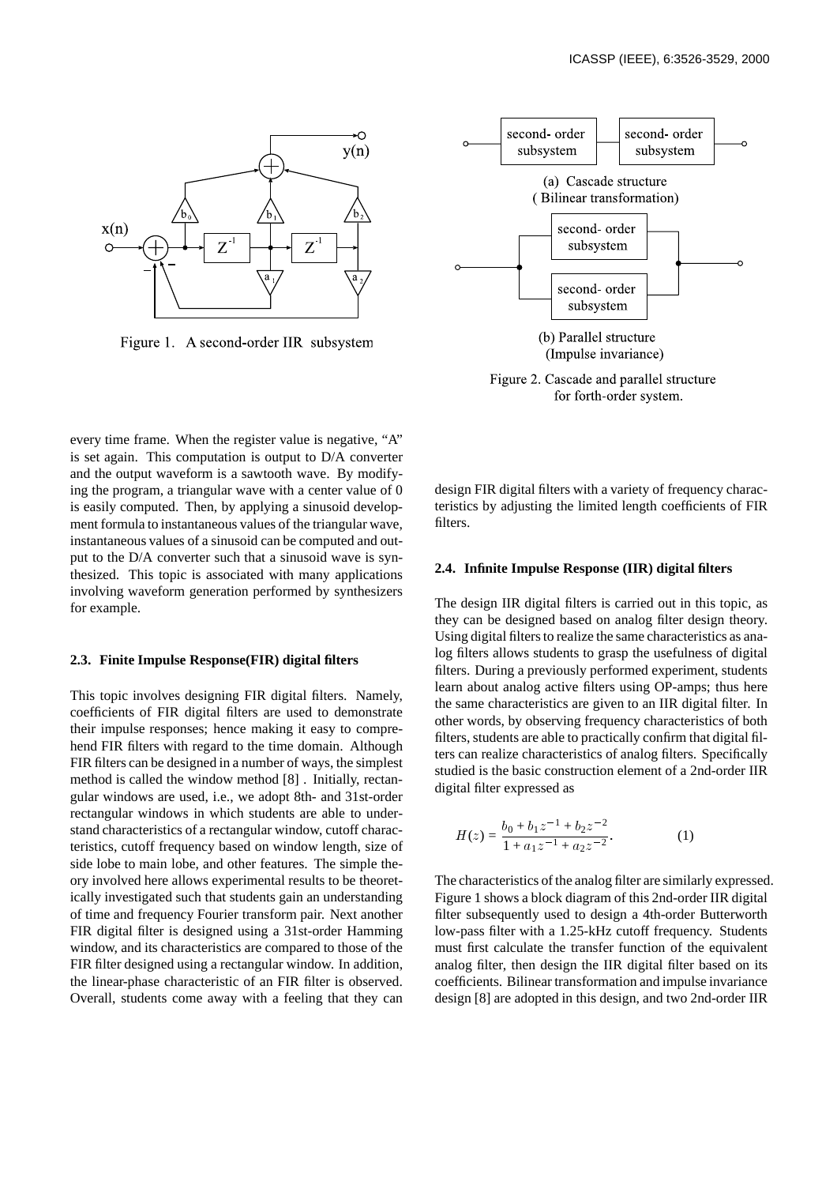Figure 1. A second-order IIR subsystem

(a) Cascade structure (Bilinear transformation)

(b) Parallel structure (Impulse invariance)

Figure 2. Cascade and parallel structure for forth-order system.

every time frame. When the register value is negative, "A" is set again. This computation is output to D/A converter and the output waveform is a sawtooth wave. By modifying the program, a triangular wave with a center value of 0 is easily computed. Then, by applying a sinusoid development formula to instantaneous values of the triangular wave, instantaneous values of a sinusoid can be computed and output to the D/A converter such that a sinusoid wave is synthesized. This topic is associated with many applications involving waveform generation performed by synthesizers for example.

### 2.3. Finite Impulse Response(FIR) digital filters

This topic involves designing FIR digital filters. Namely, coefficients of FIR digital filters are used to demonstrate their impulse responses; hence making it easy to comprehend FIR filters with regard to the time domain. Although FIR filters can be designed in a number of ways, the simplest method is called the window method [8] . Initially, rectangular windows are used, i.e., we adopt 8th- and 31st-order rectangular windows in which students are able to understand characteristics of a rectangular window, cutoff characteristics, cutoff frequency based on window length, size of side lobe to main lobe, and other features. The simple theory involved here allows experimental results to be theoretically investigated such that students gain an understanding of time and frequency Fourier transform pair. Next another FIR digital filter is designed using a 31st-order Hamming window, and its characteristics are compared to those of the FIR filter designed using a rectangular window. In addition, the linear-phase characteristic of an FIR filter is observed. Overall, students come away with a feeling that they can design FIR digital filters with a variety of frequency characteristics by adjusting the limited length coefficients of FIR filters.

### 2.4. Infinite Impulse Response (IIR) digital filters

The design IIR digital filters is carried out in this topic, as they can be designed based on analog filter design theory. Using digital filters to realize the same characteristics as analog filters allows students to grasp the usefulness of digital filters. During a previously performed experiment, students learn about analog active filters using OP-amps; thus here the same characteristics are given to an IIR digital filter. In other words, by observing frequency characteristics of both filters, students are able to practically confirm that digital filters can realize characteristics of analog filters. Specifically studied is the basic construction element of a 2nd-order IIR digital filter expressed as

$$H(z) = \frac{b_0 + b_1 z^{-1} + b_2 z^{-2}}{1 + a_1 z^{-1} + a_2 z^{-2}}. \qquad (1)$$

The characteristics of the analog filter are similarly expressed. Figure 1 shows a block diagram of this 2nd-order IIR digital filter subsequently used to design a 4th-order Butterworth low-pass filter with a 1.25-kHz cutoff frequency. Students must first calculate the transfer function of the equivalent analog filter, then design the IIR digital filter based on its coefficients. Bilinear transformation and impulse invariance design [8] are adopted in this design, and two 2nd-order IIR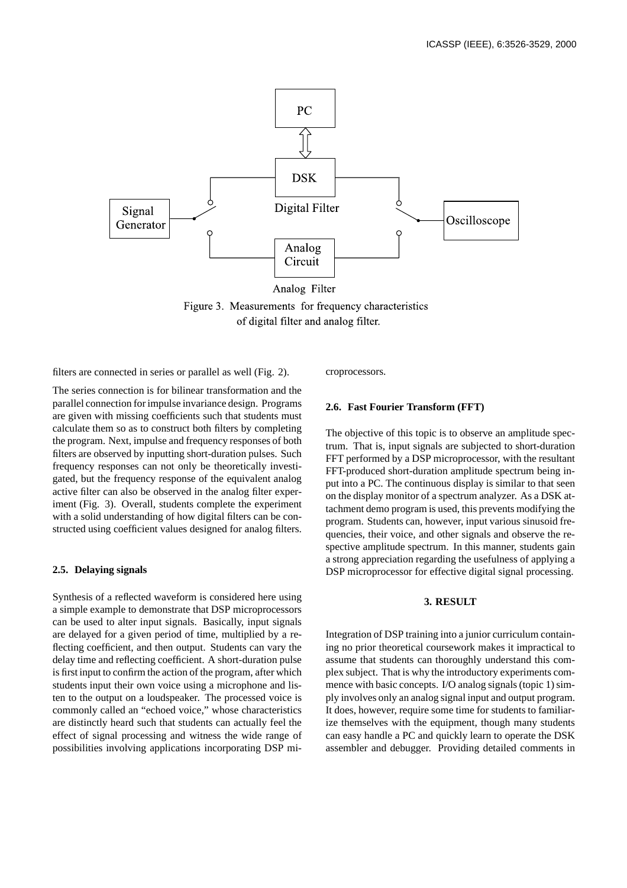PC

DSK

Digital Filter

Signal Generator

Oscilloscope

Analog Circuit

Analog Filter

Figure 3. Measurements for frequency characteristics of digital filter and analog filter.

filters are connected in series or parallel as well (Fig. 2).

The series connection is for bilinear transformation and the parallel connection for impulse invariance design. Programs are given with missing coefficients such that students must calculate them so as to construct both filters by completing the program. Next, impulse and frequency responses of both filters are observed by inputting short-duration pulses. Such frequency responses can not only be theoretically investigated, but the frequency response of the equivalent analog active filter can also be observed in the analog filter experiment (Fig. 3). Overall, students complete the experiment with a solid understanding of how digital filters can be constructed using coefficient values designed for analog filters.

### 2.5. Delaying signals

Synthesis of a reflected waveform is considered here using a simple example to demonstrate that DSP microprocessors can be used to alter input signals. Basically, input signals are delayed for a given period of time, multiplied by a reflecting coefficient, and then output. Students can vary the delay time and reflecting coefficient. A short-duration pulse is first input to confirm the action of the program, after which students input their own voice using a microphone and listen to the output on a loudspeaker. The processed voice is commonly called an "echoed voice," whose characteristics are distinctly heard such that students can actually feel the effect of signal processing and witness the wide range of possibilities involving applications incorporating DSP microprocessors.

### 2.6. Fast Fourier Transform (FFT)

The objective of this topic is to observe an amplitude spectrum. That is, input signals are subjected to short-duration FFT performed by a DSP microprocessor, with the resultant FFT-produced short-duration amplitude spectrum being input into a PC. The continuous display is similar to that seen on the display monitor of a spectrum analyzer. As a DSK attachment demo program is used, this prevents modifying the program. Students can, however, input various sinusoid frequencies, their voice, and other signals and observe the respective amplitude spectrum. In this manner, students gain a strong appreciation regarding the usefulness of applying a DSP microprocessor for effective digital signal processing.

## 3. RESULT

Integration of DSP training into a junior curriculum containing no prior theoretical coursework makes it impractical to assume that students can thoroughly understand this complex subject. That is why the introductory experiments commence with basic concepts. I/O analog signals (topic 1) simply involves only an analog signal input and output program. It does, however, require some time for students to familiarize themselves with the equipment, though many students can easy handle a PC and quickly learn to operate the DSK assembler and debugger. Providing detailed comments in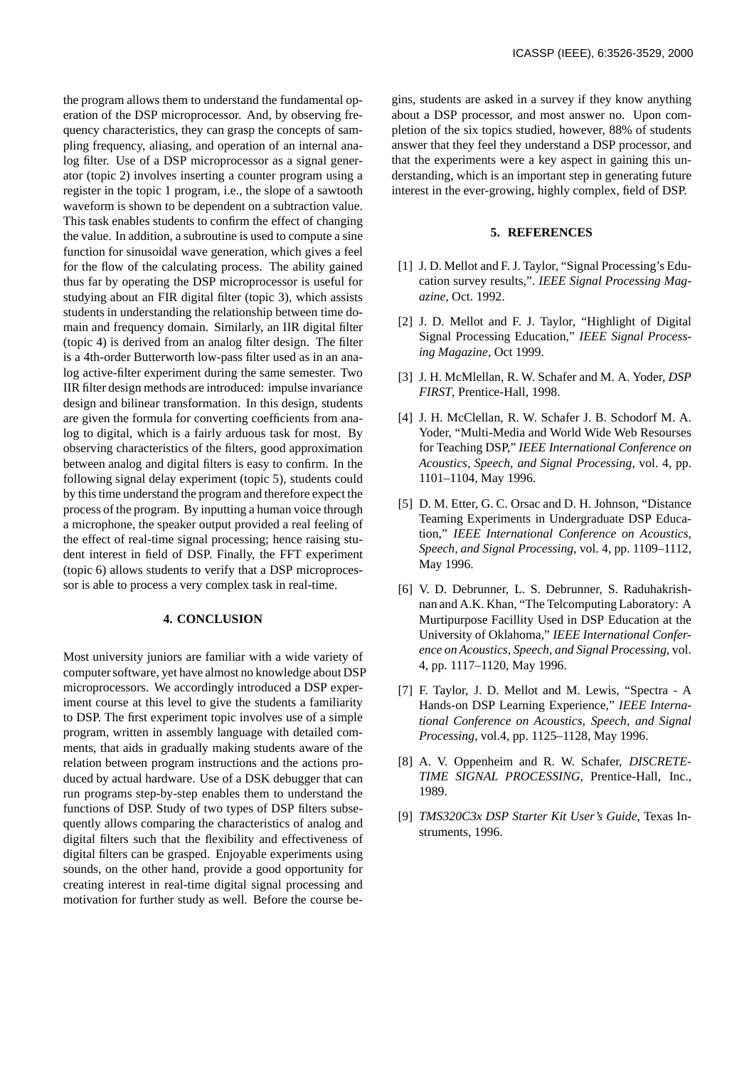the program allows them to understand the fundamental operation of the DSP microprocessor. And, by observing frequency characteristics, they can grasp the concepts of sampling frequency, aliasing, and operation of an internal analog filter. Use of a DSP microprocessor as a signal generator (topic 2) involves inserting a counter program using a register in the topic 1 program, i.e., the slope of a sawtooth waveform is shown to be dependent on a subtraction value. This task enables students to confirm the effect of changing the value. In addition, a subroutine is used to compute a sine function for sinusoidal wave generation, which gives a feel for the flow of the calculating process. The ability gained thus far by operating the DSP microprocessor is useful for studying about an FIR digital filter (topic 3), which assists students in understanding the relationship between time domain and frequency domain. Similarly, an IIR digital filter (topic 4) is derived from an analog filter design. The filter is a 4th-order Butterworth low-pass filter used as in an analog active-filter experiment during the same semester. Two IIR filter design methods are introduced: impulse invariance design and bilinear transformation. In this design, students are given the formula for converting coefficients from analog to digital, which is a fairly arduous task for most. By observing characteristics of the filters, good approximation between analog and digital filters is easy to confirm. In the following signal delay experiment (topic 5), students could by this time understand the program and therefore expect the process of the program. By inputting a human voice through a microphone, the speaker output provided a real feeling of the effect of real-time signal processing; hence raising student interest in field of DSP. Finally, the FFT experiment (topic 6) allows students to verify that a DSP microprocessor is able to process a very complex task in real-time.

## 4. CONCLUSION

Most university juniors are familiar with a wide variety of computer software, yet have almost no knowledge about DSP microprocessors. We accordingly introduced a DSP experiment course at this level to give the students a familiarity to DSP. The first experiment topic involves use of a simple program, written in assembly language with detailed comments, that aids in gradually making students aware of the relation between program instructions and the actions produced by actual hardware. Use of a DSK debugger that can run programs step-by-step enables them to understand the functions of DSP. Study of two types of DSP filters subsequently allows comparing the characteristics of analog and digital filters such that the flexibility and effectiveness of digital filters can be grasped. Enjoyable experiments using sounds, on the other hand, provide a good opportunity for creating interest in real-time digital signal processing and motivation for further study as well. Before the course begins, students are asked in a survey if they know anything about a DSP processor, and most answer no. Upon completion of the six topics studied, however, 88% of students answer that they feel they understand a DSP processor, and that the experiments were a key aspect in gaining this understanding, which is an important step in generating future interest in the ever-growing, highly complex, field of DSP.

## 5. REFERENCES

[1] J. D. Mellot and F. J. Taylor, "Signal Processing's Education survey results,". *IEEE Signal Processing Magazine*, Oct. 1992.

[2] J. D. Mellot and F. J. Taylor, "Highlight of Digital Signal Processing Education," *IEEE Signal Processing Magazine*, Oct 1999.

[3] J. H. McMlellan, R. W. Schafer and M. A. Yoder, *DSP FIRST*, Prentice-Hall, 1998.

[4] J. H. McClellan, R. W. Schafer J. B. Schodorf M. A. Yoder, "Multi-Media and World Wide Web Resourses for Teaching DSP," *IEEE International Conference on Acoustics, Speech, and Signal Processing*, vol. 4, pp. 1101–1104, May 1996.

[5] D. M. Etter, G. C. Orsac and D. H. Johnson, "Distance Teaming Experiments in Undergraduate DSP Education," *IEEE International Conference on Acoustics, Speech, and Signal Processing*, vol. 4, pp. 1109–1112, May 1996.

[6] V. D. Debrunner, L. S. Debrunner, S. Raduhakrishnan and A.K. Khan, "The Telcomputing Laboratory: A Murtipurpose Facillity Used in DSP Education at the University of Oklahoma," *IEEE International Conference on Acoustics, Speech, and Signal Processing*, vol. 4, pp. 1117–1120, May 1996.

[7] F. Taylor, J. D. Mellot and M. Lewis, "Spectra - A Hands-on DSP Learning Experience," *IEEE International Conference on Acoustics, Speech, and Signal Processing*, vol.4, pp. 1125–1128, May 1996.

[8] A. V. Oppenheim and R. W. Schafer, *DISCRETE-TIME SIGNAL PROCESSING*, Prentice-Hall, Inc., 1989.

[9] *TMS320C3x DSP Starter Kit User's Guide*, Texas Instruments, 1996.